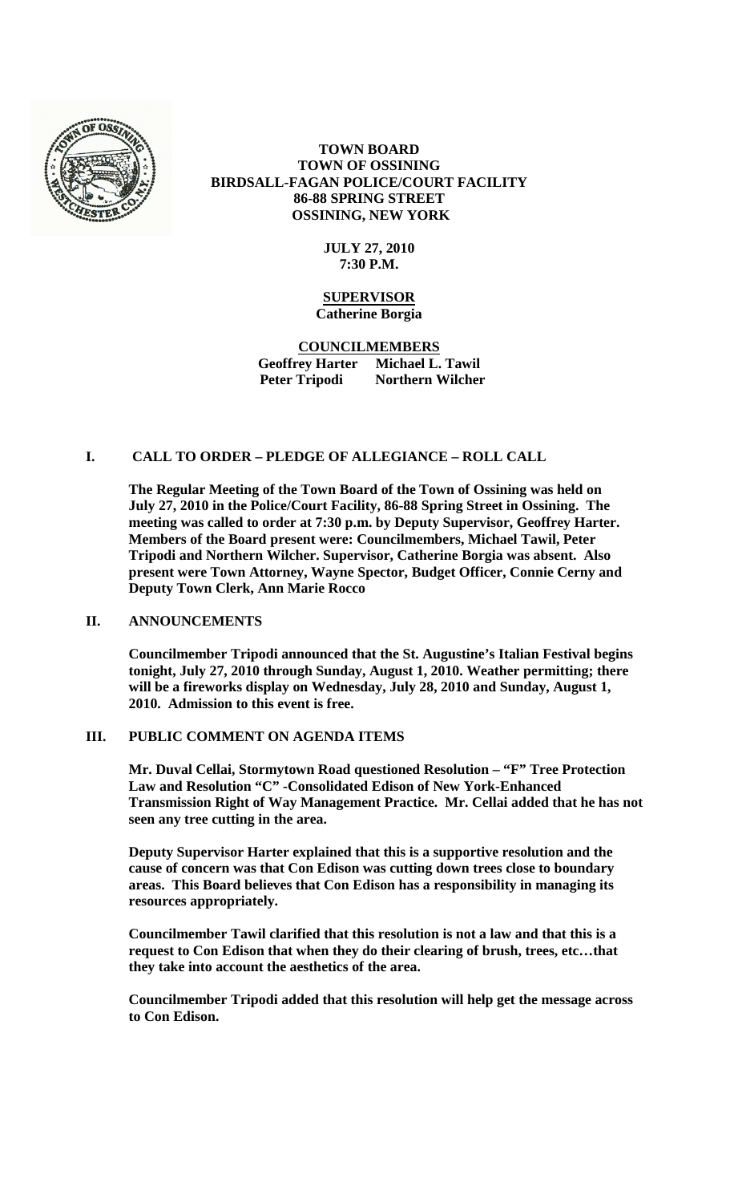**TOWN BOARD**
**TOWN OF OSSINING**
**BIRDSALL-FAGAN POLICE/COURT FACILITY**
**86-88 SPRING STREET**
**OSSINING, NEW YORK**

**JULY 27, 2010**
**7:30 P.M.**

**SUPERVISOR**
**Catherine Borgia**

**COUNCILMEMBERS**
**Geoffrey Harter Michael L. Tawil**
**Peter Tripodi Northern Wilcher**

## I. CALL TO ORDER – PLEDGE OF ALLEGIANCE – ROLL CALL

**The Regular Meeting of the Town Board of the Town of Ossining was held on July 27, 2010 in the Police/Court Facility, 86-88 Spring Street in Ossining. The meeting was called to order at 7:30 p.m. by Deputy Supervisor, Geoffrey Harter. Members of the Board present were: Councilmembers, Michael Tawil, Peter Tripodi and Northern Wilcher. Supervisor, Catherine Borgia was absent. Also present were Town Attorney, Wayne Spector, Budget Officer, Connie Cerny and Deputy Town Clerk, Ann Marie Rocco**

## II. ANNOUNCEMENTS

**Councilmember Tripodi announced that the St. Augustine's Italian Festival begins tonight, July 27, 2010 through Sunday, August 1, 2010. Weather permitting; there will be a fireworks display on Wednesday, July 28, 2010 and Sunday, August 1, 2010. Admission to this event is free.**

## III. PUBLIC COMMENT ON AGENDA ITEMS

**Mr. Duval Cellai, Stormytown Road questioned Resolution – "F" Tree Protection Law and Resolution "C" -Consolidated Edison of New York-Enhanced Transmission Right of Way Management Practice. Mr. Cellai added that he has not seen any tree cutting in the area.**

**Deputy Supervisor Harter explained that this is a supportive resolution and the cause of concern was that Con Edison was cutting down trees close to boundary areas. This Board believes that Con Edison has a responsibility in managing its resources appropriately.**

**Councilmember Tawil clarified that this resolution is not a law and that this is a request to Con Edison that when they do their clearing of brush, trees, etc…that they take into account the aesthetics of the area.**

**Councilmember Tripodi added that this resolution will help get the message across to Con Edison.**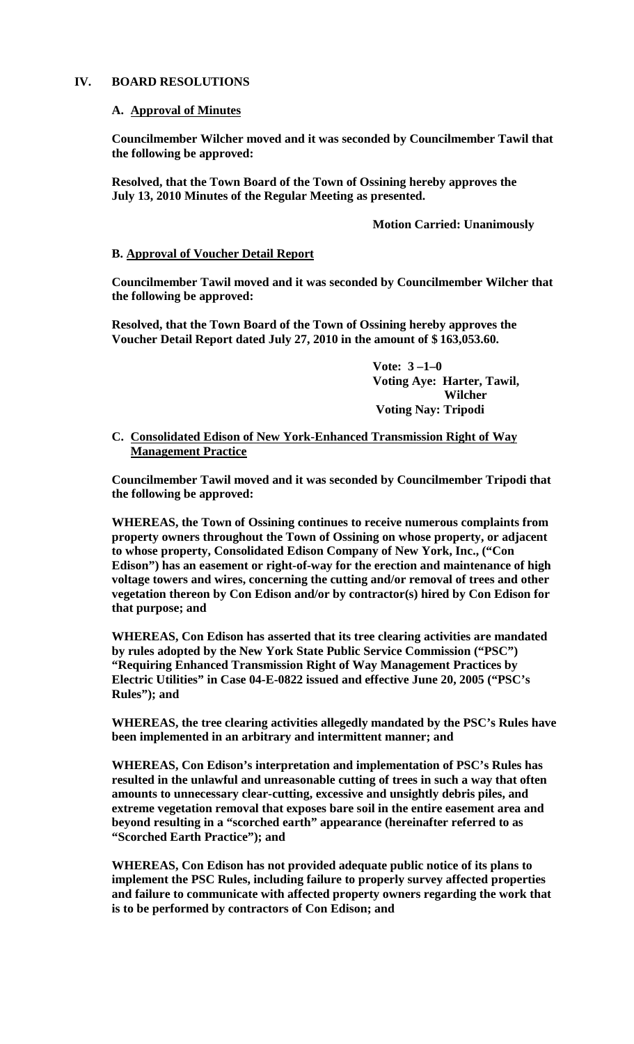## IV. BOARD RESOLUTIONS

### A. Approval of Minutes

**Councilmember Wilcher moved and it was seconded by Councilmember Tawil that the following be approved:**

**Resolved, that the Town Board of the Town of Ossining hereby approves the July 13, 2010 Minutes of the Regular Meeting as presented.**

**Motion Carried: Unanimously**

### B. Approval of Voucher Detail Report

**Councilmember Tawil moved and it was seconded by Councilmember Wilcher that the following be approved:**

**Resolved, that the Town Board of the Town of Ossining hereby approves the Voucher Detail Report dated July 27, 2010 in the amount of $ 163,053.60.**

**Vote: 3 –1–0**
**Voting Aye: Harter, Tawil, Wilcher**
**Voting Nay: Tripodi**

### C. Consolidated Edison of New York-Enhanced Transmission Right of Way Management Practice

**Councilmember Tawil moved and it was seconded by Councilmember Tripodi that the following be approved:**

**WHEREAS, the Town of Ossining continues to receive numerous complaints from property owners throughout the Town of Ossining on whose property, or adjacent to whose property, Consolidated Edison Company of New York, Inc., ("Con Edison") has an easement or right-of-way for the erection and maintenance of high voltage towers and wires, concerning the cutting and/or removal of trees and other vegetation thereon by Con Edison and/or by contractor(s) hired by Con Edison for that purpose; and**

**WHEREAS, Con Edison has asserted that its tree clearing activities are mandated by rules adopted by the New York State Public Service Commission ("PSC") "Requiring Enhanced Transmission Right of Way Management Practices by Electric Utilities" in Case 04-E-0822 issued and effective June 20, 2005 ("PSC's Rules"); and**

**WHEREAS, the tree clearing activities allegedly mandated by the PSC's Rules have been implemented in an arbitrary and intermittent manner; and**

**WHEREAS, Con Edison's interpretation and implementation of PSC's Rules has resulted in the unlawful and unreasonable cutting of trees in such a way that often amounts to unnecessary clear-cutting, excessive and unsightly debris piles, and extreme vegetation removal that exposes bare soil in the entire easement area and beyond resulting in a "scorched earth" appearance (hereinafter referred to as "Scorched Earth Practice"); and**

**WHEREAS, Con Edison has not provided adequate public notice of its plans to implement the PSC Rules, including failure to properly survey affected properties and failure to communicate with affected property owners regarding the work that is to be performed by contractors of Con Edison; and**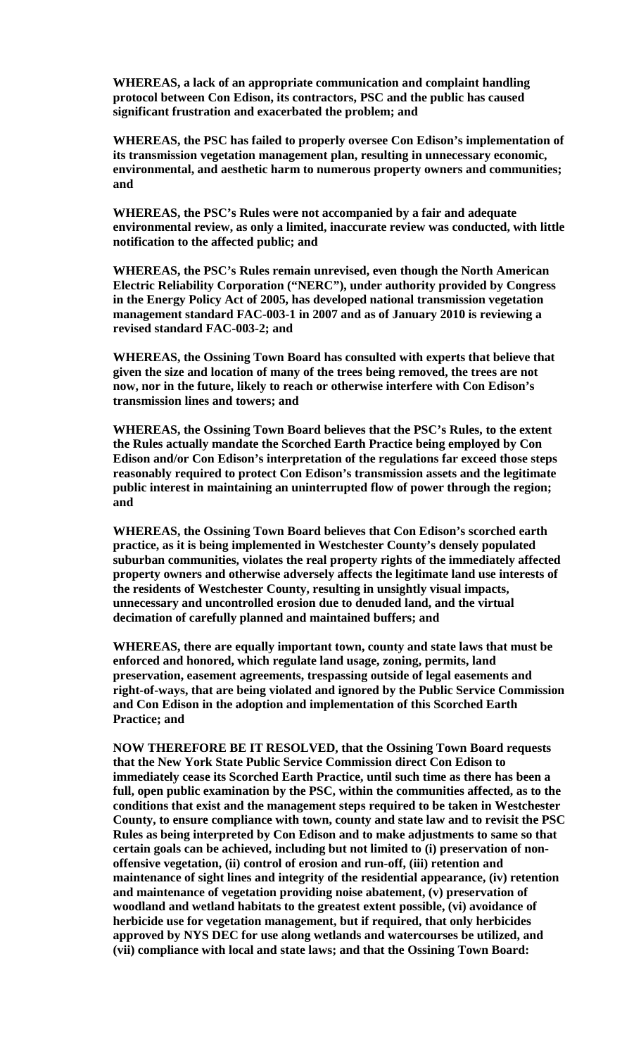**WHEREAS, a lack of an appropriate communication and complaint handling protocol between Con Edison, its contractors, PSC and the public has caused significant frustration and exacerbated the problem; and**

**WHEREAS, the PSC has failed to properly oversee Con Edison's implementation of its transmission vegetation management plan, resulting in unnecessary economic, environmental, and aesthetic harm to numerous property owners and communities; and**

**WHEREAS, the PSC's Rules were not accompanied by a fair and adequate environmental review, as only a limited, inaccurate review was conducted, with little notification to the affected public; and**

**WHEREAS, the PSC's Rules remain unrevised, even though the North American Electric Reliability Corporation ("NERC"), under authority provided by Congress in the Energy Policy Act of 2005, has developed national transmission vegetation management standard FAC-003-1 in 2007 and as of January 2010 is reviewing a revised standard FAC-003-2; and**

**WHEREAS, the Ossining Town Board has consulted with experts that believe that given the size and location of many of the trees being removed, the trees are not now, nor in the future, likely to reach or otherwise interfere with Con Edison's transmission lines and towers; and**

**WHEREAS, the Ossining Town Board believes that the PSC's Rules, to the extent the Rules actually mandate the Scorched Earth Practice being employed by Con Edison and/or Con Edison's interpretation of the regulations far exceed those steps reasonably required to protect Con Edison's transmission assets and the legitimate public interest in maintaining an uninterrupted flow of power through the region; and**

**WHEREAS, the Ossining Town Board believes that Con Edison's scorched earth practice, as it is being implemented in Westchester County's densely populated suburban communities, violates the real property rights of the immediately affected property owners and otherwise adversely affects the legitimate land use interests of the residents of Westchester County, resulting in unsightly visual impacts, unnecessary and uncontrolled erosion due to denuded land, and the virtual decimation of carefully planned and maintained buffers; and**

**WHEREAS, there are equally important town, county and state laws that must be enforced and honored, which regulate land usage, zoning, permits, land preservation, easement agreements, trespassing outside of legal easements and right-of-ways, that are being violated and ignored by the Public Service Commission and Con Edison in the adoption and implementation of this Scorched Earth Practice; and**

**NOW THEREFORE BE IT RESOLVED, that the Ossining Town Board requests that the New York State Public Service Commission direct Con Edison to immediately cease its Scorched Earth Practice, until such time as there has been a full, open public examination by the PSC, within the communities affected, as to the conditions that exist and the management steps required to be taken in Westchester County, to ensure compliance with town, county and state law and to revisit the PSC Rules as being interpreted by Con Edison and to make adjustments to same so that certain goals can be achieved, including but not limited to (i) preservation of non-offensive vegetation, (ii) control of erosion and run-off, (iii) retention and maintenance of sight lines and integrity of the residential appearance, (iv) retention and maintenance of vegetation providing noise abatement, (v) preservation of woodland and wetland habitats to the greatest extent possible, (vi) avoidance of herbicide use for vegetation management, but if required, that only herbicides approved by NYS DEC for use along wetlands and watercourses be utilized, and (vii) compliance with local and state laws; and that the Ossining Town Board:**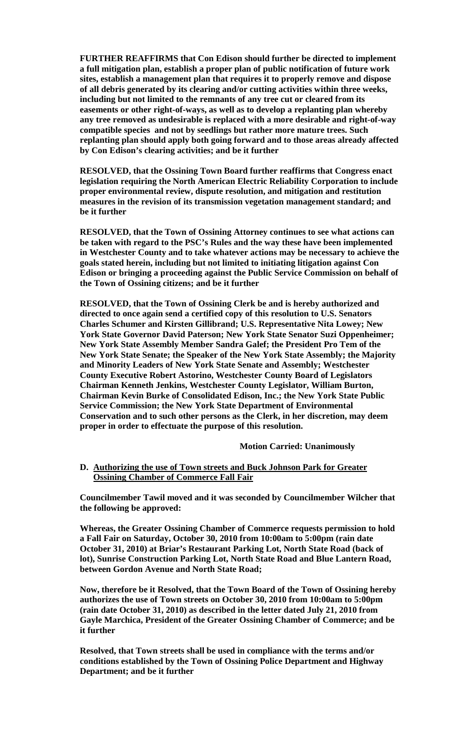**FURTHER REAFFIRMS that Con Edison should further be directed to implement a full mitigation plan, establish a proper plan of public notification of future work sites, establish a management plan that requires it to properly remove and dispose of all debris generated by its clearing and/or cutting activities within three weeks, including but not limited to the remnants of any tree cut or cleared from its easements or other right-of-ways, as well as to develop a replanting plan whereby any tree removed as undesirable is replaced with a more desirable and right-of-way compatible species and not by seedlings but rather more mature trees. Such replanting plan should apply both going forward and to those areas already affected by Con Edison's clearing activities; and be it further**

**RESOLVED, that the Ossining Town Board further reaffirms that Congress enact legislation requiring the North American Electric Reliability Corporation to include proper environmental review, dispute resolution, and mitigation and restitution measures in the revision of its transmission vegetation management standard; and be it further**

**RESOLVED, that the Town of Ossining Attorney continues to see what actions can be taken with regard to the PSC's Rules and the way these have been implemented in Westchester County and to take whatever actions may be necessary to achieve the goals stated herein, including but not limited to initiating litigation against Con Edison or bringing a proceeding against the Public Service Commission on behalf of the Town of Ossining citizens; and be it further**

**RESOLVED, that the Town of Ossining Clerk be and is hereby authorized and directed to once again send a certified copy of this resolution to U.S. Senators Charles Schumer and Kirsten Gillibrand; U.S. Representative Nita Lowey; New York State Governor David Paterson; New York State Senator Suzi Oppenheimer; New York State Assembly Member Sandra Galef; the President Pro Tem of the New York State Senate; the Speaker of the New York State Assembly; the Majority and Minority Leaders of New York State Senate and Assembly; Westchester County Executive Robert Astorino, Westchester County Board of Legislators Chairman Kenneth Jenkins, Westchester County Legislator, William Burton, Chairman Kevin Burke of Consolidated Edison, Inc.; the New York State Public Service Commission; the New York State Department of Environmental Conservation and to such other persons as the Clerk, in her discretion, may deem proper in order to effectuate the purpose of this resolution.**

**Motion Carried: Unanimously**

**D. <u>Authorizing the use of Town streets and Buck Johnson Park for Greater Ossining Chamber of Commerce Fall Fair</u>**

**Councilmember Tawil moved and it was seconded by Councilmember Wilcher that the following be approved:**

**Whereas, the Greater Ossining Chamber of Commerce requests permission to hold a Fall Fair on Saturday, October 30, 2010 from 10:00am to 5:00pm (rain date October 31, 2010) at Briar's Restaurant Parking Lot, North State Road (back of lot), Sunrise Construction Parking Lot, North State Road and Blue Lantern Road, between Gordon Avenue and North State Road;**

**Now, therefore be it Resolved, that the Town Board of the Town of Ossining hereby authorizes the use of Town streets on October 30, 2010 from 10:00am to 5:00pm (rain date October 31, 2010) as described in the letter dated July 21, 2010 from Gayle Marchica, President of the Greater Ossining Chamber of Commerce; and be it further**

**Resolved, that Town streets shall be used in compliance with the terms and/or conditions established by the Town of Ossining Police Department and Highway Department; and be it further**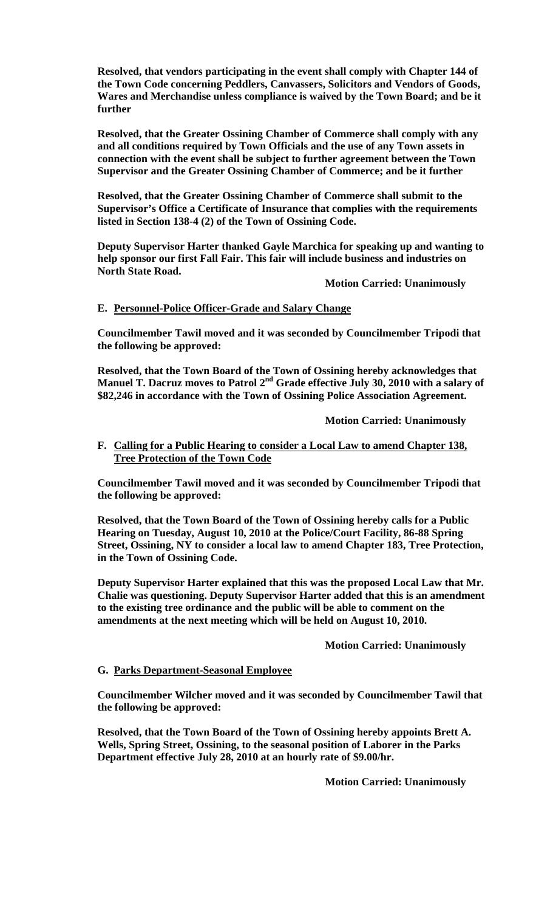**Resolved, that vendors participating in the event shall comply with Chapter 144 of the Town Code concerning Peddlers, Canvassers, Solicitors and Vendors of Goods, Wares and Merchandise unless compliance is waived by the Town Board; and be it further**

**Resolved, that the Greater Ossining Chamber of Commerce shall comply with any and all conditions required by Town Officials and the use of any Town assets in connection with the event shall be subject to further agreement between the Town Supervisor and the Greater Ossining Chamber of Commerce; and be it further**

**Resolved, that the Greater Ossining Chamber of Commerce shall submit to the Supervisor's Office a Certificate of Insurance that complies with the requirements listed in Section 138-4 (2) of the Town of Ossining Code.**

**Deputy Supervisor Harter thanked Gayle Marchica for speaking up and wanting to help sponsor our first Fall Fair. This fair will include business and industries on North State Road.**

**Motion Carried: Unanimously**

**E. Personnel-Police Officer-Grade and Salary Change**

**Councilmember Tawil moved and it was seconded by Councilmember Tripodi that the following be approved:**

**Resolved, that the Town Board of the Town of Ossining hereby acknowledges that Manuel T. Dacruz moves to Patrol 2nd Grade effective July 30, 2010 with a salary of \$82,246 in accordance with the Town of Ossining Police Association Agreement.**

**Motion Carried: Unanimously**

**F. Calling for a Public Hearing to consider a Local Law to amend Chapter 138, Tree Protection of the Town Code**

**Councilmember Tawil moved and it was seconded by Councilmember Tripodi that the following be approved:**

**Resolved, that the Town Board of the Town of Ossining hereby calls for a Public Hearing on Tuesday, August 10, 2010 at the Police/Court Facility, 86-88 Spring Street, Ossining, NY to consider a local law to amend Chapter 183, Tree Protection, in the Town of Ossining Code.**

**Deputy Supervisor Harter explained that this was the proposed Local Law that Mr. Chalie was questioning. Deputy Supervisor Harter added that this is an amendment to the existing tree ordinance and the public will be able to comment on the amendments at the next meeting which will be held on August 10, 2010.**

**Motion Carried: Unanimously**

**G. Parks Department-Seasonal Employee**

**Councilmember Wilcher moved and it was seconded by Councilmember Tawil that the following be approved:**

**Resolved, that the Town Board of the Town of Ossining hereby appoints Brett A. Wells, Spring Street, Ossining, to the seasonal position of Laborer in the Parks Department effective July 28, 2010 at an hourly rate of \$9.00/hr.**

**Motion Carried: Unanimously**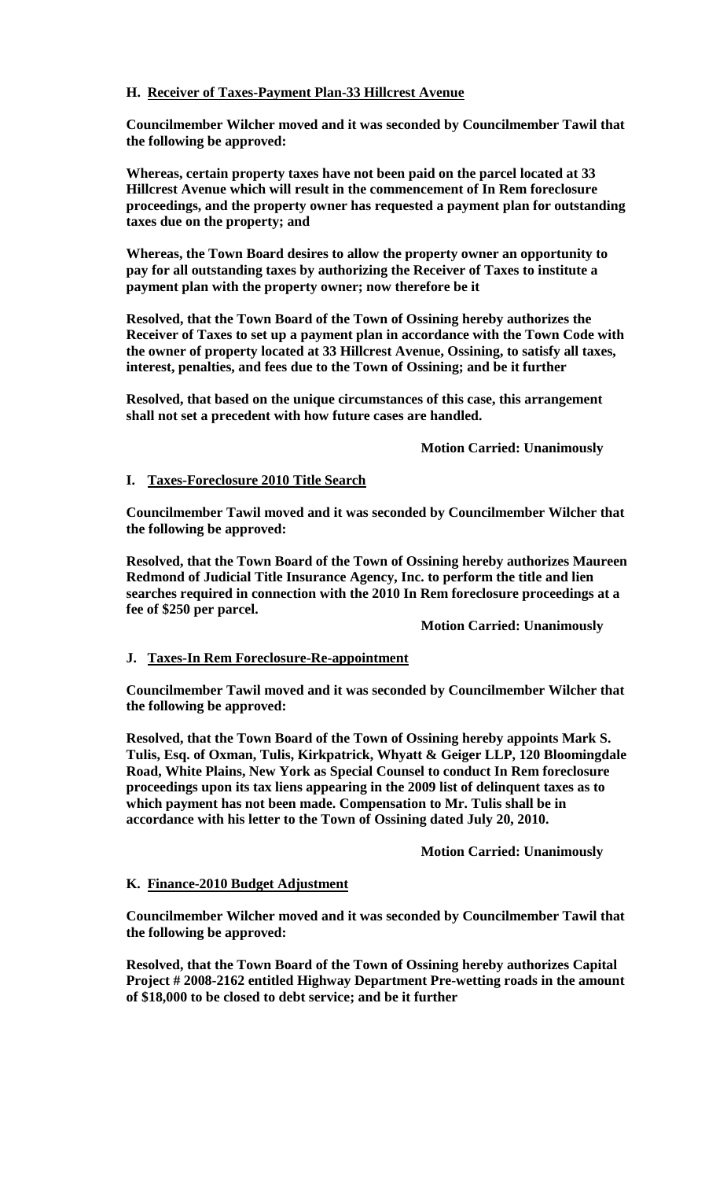**H. Receiver of Taxes-Payment Plan-33 Hillcrest Avenue**

**Councilmember Wilcher moved and it was seconded by Councilmember Tawil that the following be approved:**

**Whereas, certain property taxes have not been paid on the parcel located at 33 Hillcrest Avenue which will result in the commencement of In Rem foreclosure proceedings, and the property owner has requested a payment plan for outstanding taxes due on the property; and**

**Whereas, the Town Board desires to allow the property owner an opportunity to pay for all outstanding taxes by authorizing the Receiver of Taxes to institute a payment plan with the property owner; now therefore be it**

**Resolved, that the Town Board of the Town of Ossining hereby authorizes the Receiver of Taxes to set up a payment plan in accordance with the Town Code with the owner of property located at 33 Hillcrest Avenue, Ossining, to satisfy all taxes, interest, penalties, and fees due to the Town of Ossining; and be it further**

**Resolved, that based on the unique circumstances of this case, this arrangement shall not set a precedent with how future cases are handled.**

**Motion Carried: Unanimously**

**I. Taxes-Foreclosure 2010 Title Search**

**Councilmember Tawil moved and it was seconded by Councilmember Wilcher that the following be approved:**

**Resolved, that the Town Board of the Town of Ossining hereby authorizes Maureen Redmond of Judicial Title Insurance Agency, Inc. to perform the title and lien searches required in connection with the 2010 In Rem foreclosure proceedings at a fee of $250 per parcel.**

**Motion Carried: Unanimously**

**J. Taxes-In Rem Foreclosure-Re-appointment**

**Councilmember Tawil moved and it was seconded by Councilmember Wilcher that the following be approved:**

**Resolved, that the Town Board of the Town of Ossining hereby appoints Mark S. Tulis, Esq. of Oxman, Tulis, Kirkpatrick, Whyatt & Geiger LLP, 120 Bloomingdale Road, White Plains, New York as Special Counsel to conduct In Rem foreclosure proceedings upon its tax liens appearing in the 2009 list of delinquent taxes as to which payment has not been made. Compensation to Mr. Tulis shall be in accordance with his letter to the Town of Ossining dated July 20, 2010.**

**Motion Carried: Unanimously**

**K. Finance-2010 Budget Adjustment**

**Councilmember Wilcher moved and it was seconded by Councilmember Tawil that the following be approved:**

**Resolved, that the Town Board of the Town of Ossining hereby authorizes Capital Project # 2008-2162 entitled Highway Department Pre-wetting roads in the amount of $18,000 to be closed to debt service; and be it further**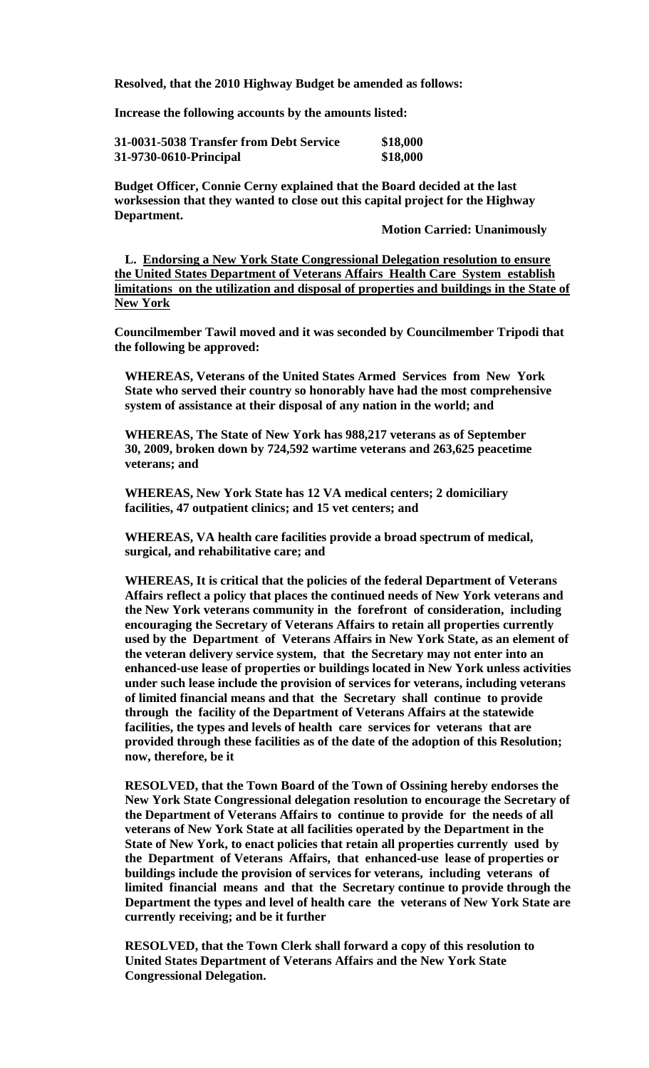**Resolved, that the 2010 Highway Budget be amended as follows:**

**Increase the following accounts by the amounts listed:**

| | |
|---|---|
| **31-0031-5038 Transfer from Debt Service** | **$18,000** |
| **31-9730-0610-Principal** | **$18,000** |

**Budget Officer, Connie Cerny explained that the Board decided at the last worksession that they wanted to close out this capital project for the Highway Department.**

**Motion Carried: Unanimously**

**L. <u>Endorsing a New York State Congressional Delegation resolution to ensure the United States Department of Veterans Affairs Health Care System establish limitations on the utilization and disposal of properties and buildings in the State of New York</u>**

**Councilmember Tawil moved and it was seconded by Councilmember Tripodi that the following be approved:**

**WHEREAS, Veterans of the United States Armed Services from New York State who served their country so honorably have had the most comprehensive system of assistance at their disposal of any nation in the world; and**

**WHEREAS, The State of New York has 988,217 veterans as of September 30, 2009, broken down by 724,592 wartime veterans and 263,625 peacetime veterans; and**

**WHEREAS, New York State has 12 VA medical centers; 2 domiciliary facilities, 47 outpatient clinics; and 15 vet centers; and**

**WHEREAS, VA health care facilities provide a broad spectrum of medical, surgical, and rehabilitative care; and**

**WHEREAS, It is critical that the policies of the federal Department of Veterans Affairs reflect a policy that places the continued needs of New York veterans and the New York veterans community in the forefront of consideration, including encouraging the Secretary of Veterans Affairs to retain all properties currently used by the Department of Veterans Affairs in New York State, as an element of the veteran delivery service system, that the Secretary may not enter into an enhanced-use lease of properties or buildings located in New York unless activities under such lease include the provision of services for veterans, including veterans of limited financial means and that the Secretary shall continue to provide through the facility of the Department of Veterans Affairs at the statewide facilities, the types and levels of health care services for veterans that are provided through these facilities as of the date of the adoption of this Resolution; now, therefore, be it**

**RESOLVED, that the Town Board of the Town of Ossining hereby endorses the New York State Congressional delegation resolution to encourage the Secretary of the Department of Veterans Affairs to continue to provide for the needs of all veterans of New York State at all facilities operated by the Department in the State of New York, to enact policies that retain all properties currently used by the Department of Veterans Affairs, that enhanced-use lease of properties or buildings include the provision of services for veterans, including veterans of limited financial means and that the Secretary continue to provide through the Department the types and level of health care the veterans of New York State are currently receiving; and be it further**

**RESOLVED, that the Town Clerk shall forward a copy of this resolution to United States Department of Veterans Affairs and the New York State Congressional Delegation.**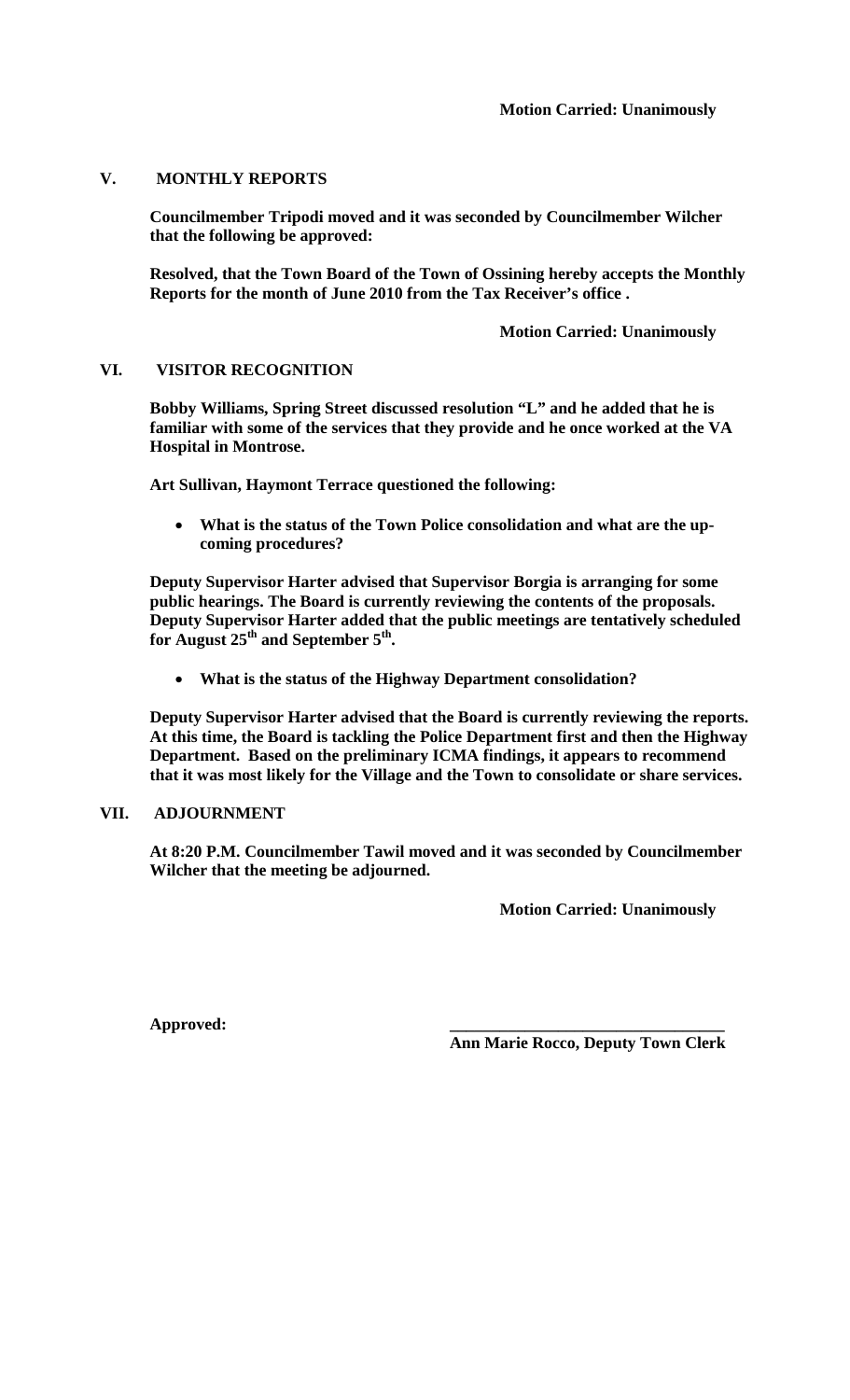**Motion Carried: Unanimously**

## V. MONTHLY REPORTS

**Councilmember Tripodi moved and it was seconded by Councilmember Wilcher that the following be approved:**

**Resolved, that the Town Board of the Town of Ossining hereby accepts the Monthly Reports for the month of June 2010 from the Tax Receiver's office .**

**Motion Carried: Unanimously**

## VI. VISITOR RECOGNITION

**Bobby Williams, Spring Street discussed resolution "L" and he added that he is familiar with some of the services that they provide and he once worked at the VA Hospital in Montrose.**

**Art Sullivan, Haymont Terrace questioned the following:**

- **What is the status of the Town Police consolidation and what are the up-coming procedures?**

**Deputy Supervisor Harter advised that Supervisor Borgia is arranging for some public hearings. The Board is currently reviewing the contents of the proposals. Deputy Supervisor Harter added that the public meetings are tentatively scheduled for August 25th and September 5th.**

- **What is the status of the Highway Department consolidation?**

**Deputy Supervisor Harter advised that the Board is currently reviewing the reports. At this time, the Board is tackling the Police Department first and then the Highway Department. Based on the preliminary ICMA findings, it appears to recommend that it was most likely for the Village and the Town to consolidate or share services.**

## VII. ADJOURNMENT

**At 8:20 P.M. Councilmember Tawil moved and it was seconded by Councilmember Wilcher that the meeting be adjourned.**

**Motion Carried: Unanimously**

**Approved:** \_\_\_\_\_\_\_\_\_\_\_\_\_\_\_\_\_\_\_\_\_\_\_\_\_\_\_\_\_\_\_\_

**Ann Marie Rocco, Deputy Town Clerk**